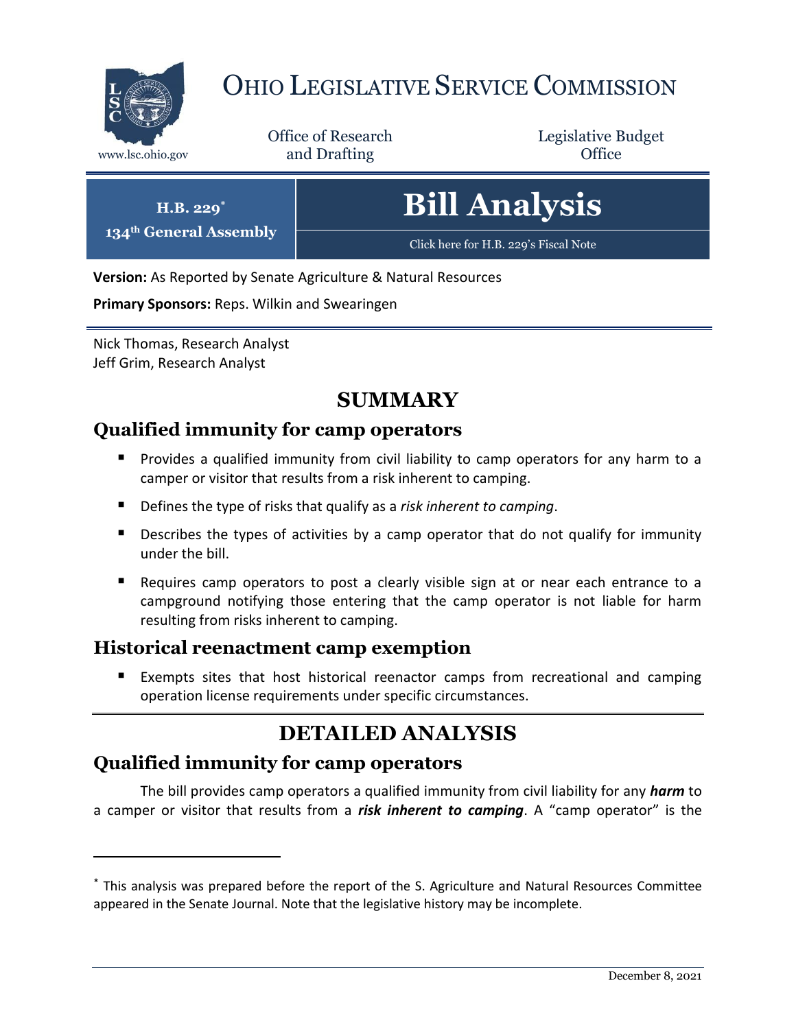# Ohio Legislative Service Commission

www.lsc.ohio.gov

Office of Research and Drafting

Legislative Budget Office

**H.B. 229*** 
**134th General Assembly**

# Bill Analysis

Click here for H.B. 229's Fiscal Note

**Version:** As Reported by Senate Agriculture & Natural Resources

**Primary Sponsors:** Reps. Wilkin and Swearingen

Nick Thomas, Research Analyst
Jeff Grim, Research Analyst

## SUMMARY

### Qualified immunity for camp operators

- Provides a qualified immunity from civil liability to camp operators for any harm to a camper or visitor that results from a risk inherent to camping.
- Defines the type of risks that qualify as a *risk inherent to camping*.
- Describes the types of activities by a camp operator that do not qualify for immunity under the bill.
- Requires camp operators to post a clearly visible sign at or near each entrance to a campground notifying those entering that the camp operator is not liable for harm resulting from risks inherent to camping.

### Historical reenactment camp exemption

- Exempts sites that host historical reenactor camps from recreational and camping operation license requirements under specific circumstances.

## DETAILED ANALYSIS

### Qualified immunity for camp operators

The bill provides camp operators a qualified immunity from civil liability for any ***harm*** to a camper or visitor that results from a ***risk inherent to camping***. A "camp operator" is the

---

* This analysis was prepared before the report of the S. Agriculture and Natural Resources Committee appeared in the Senate Journal. Note that the legislative history may be incomplete.

December 8, 2021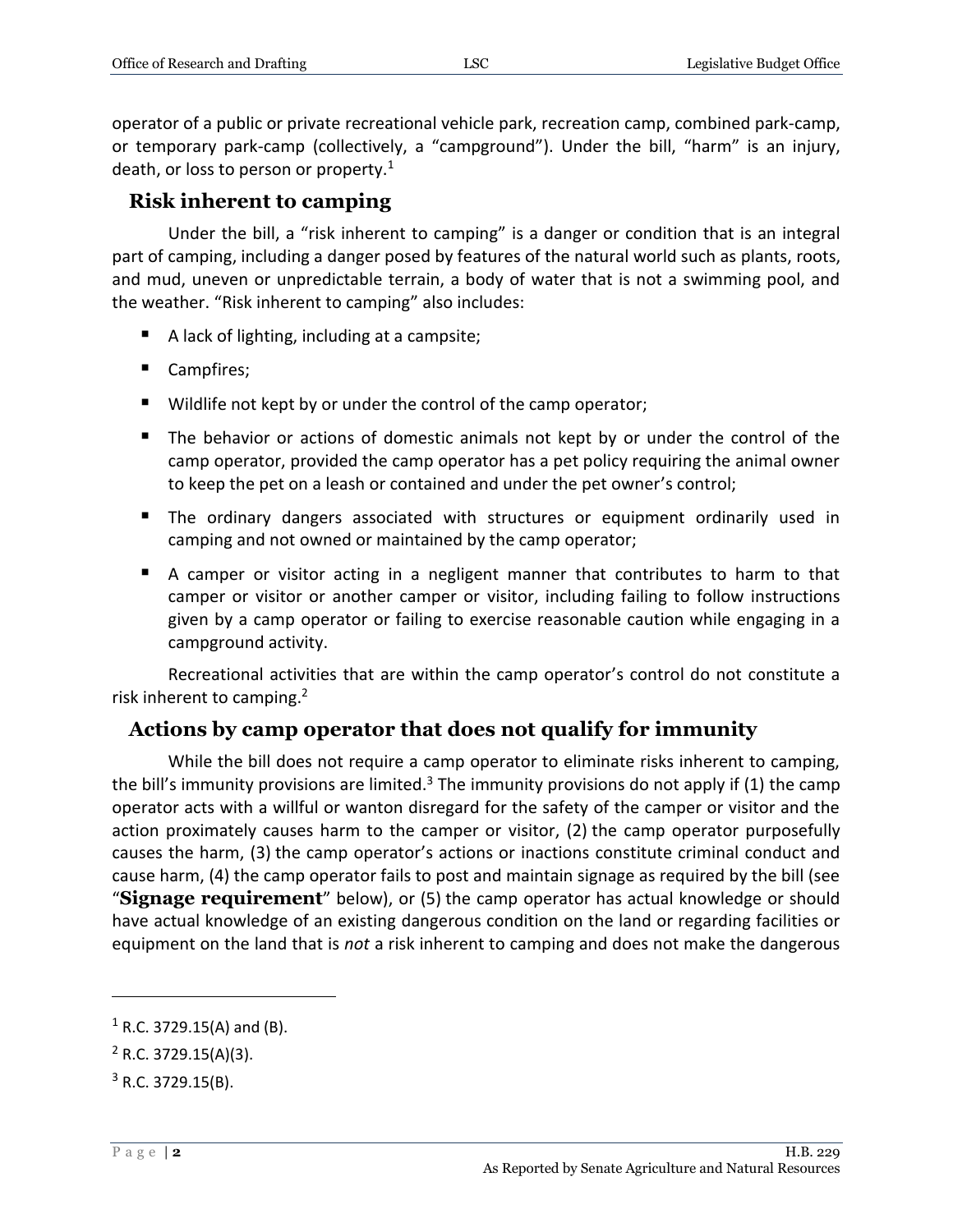operator of a public or private recreational vehicle park, recreation camp, combined park-camp, or temporary park-camp (collectively, a "campground"). Under the bill, "harm" is an injury, death, or loss to person or property.[1]

## Risk inherent to camping

Under the bill, a "risk inherent to camping" is a danger or condition that is an integral part of camping, including a danger posed by features of the natural world such as plants, roots, and mud, uneven or unpredictable terrain, a body of water that is not a swimming pool, and the weather. "Risk inherent to camping" also includes:

- A lack of lighting, including at a campsite;
- Campfires;
- Wildlife not kept by or under the control of the camp operator;
- The behavior or actions of domestic animals not kept by or under the control of the camp operator, provided the camp operator has a pet policy requiring the animal owner to keep the pet on a leash or contained and under the pet owner's control;
- The ordinary dangers associated with structures or equipment ordinarily used in camping and not owned or maintained by the camp operator;
- A camper or visitor acting in a negligent manner that contributes to harm to that camper or visitor or another camper or visitor, including failing to follow instructions given by a camp operator or failing to exercise reasonable caution while engaging in a campground activity.

Recreational activities that are within the camp operator's control do not constitute a risk inherent to camping.[2]

## Actions by camp operator that does not qualify for immunity

While the bill does not require a camp operator to eliminate risks inherent to camping, the bill's immunity provisions are limited.[3] The immunity provisions do not apply if (1) the camp operator acts with a willful or wanton disregard for the safety of the camper or visitor and the action proximately causes harm to the camper or visitor, (2) the camp operator purposefully causes the harm, (3) the camp operator's actions or inactions constitute criminal conduct and cause harm, (4) the camp operator fails to post and maintain signage as required by the bill (see "**Signage requirement**" below), or (5) the camp operator has actual knowledge or should have actual knowledge of an existing dangerous condition on the land or regarding facilities or equipment on the land that is *not* a risk inherent to camping and does not make the dangerous

---

[1] R.C. 3729.15(A) and (B).

[2] R.C. 3729.15(A)(3).

[3] R.C. 3729.15(B).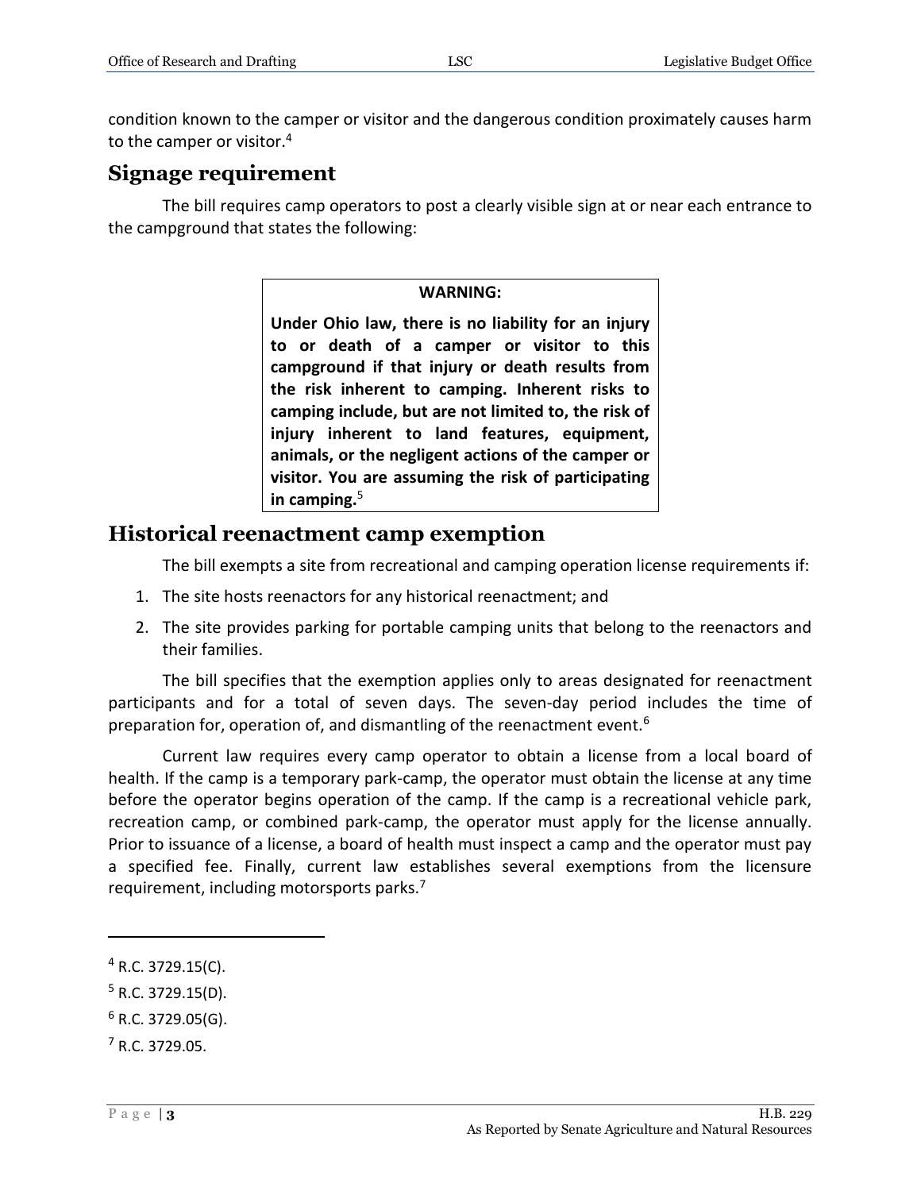condition known to the camper or visitor and the dangerous condition proximately causes harm to the camper or visitor.[4]

## Signage requirement

The bill requires camp operators to post a clearly visible sign at or near each entrance to the campground that states the following:

> **WARNING:**
>
> **Under Ohio law, there is no liability for an injury to or death of a camper or visitor to this campground if that injury or death results from the risk inherent to camping. Inherent risks to camping include, but are not limited to, the risk of injury inherent to land features, equipment, animals, or the negligent actions of the camper or visitor. You are assuming the risk of participating in camping.**[5]

## Historical reenactment camp exemption

The bill exempts a site from recreational and camping operation license requirements if:

1. The site hosts reenactors for any historical reenactment; and
2. The site provides parking for portable camping units that belong to the reenactors and their families.

The bill specifies that the exemption applies only to areas designated for reenactment participants and for a total of seven days. The seven-day period includes the time of preparation for, operation of, and dismantling of the reenactment event.[6]

Current law requires every camp operator to obtain a license from a local board of health. If the camp is a temporary park-camp, the operator must obtain the license at any time before the operator begins operation of the camp. If the camp is a recreational vehicle park, recreation camp, or combined park-camp, the operator must apply for the license annually. Prior to issuance of a license, a board of health must inspect a camp and the operator must pay a specified fee. Finally, current law establishes several exemptions from the licensure requirement, including motorsports parks.[7]

---

[4] R.C. 3729.15(C).

[5] R.C. 3729.15(D).

[6] R.C. 3729.05(G).

[7] R.C. 3729.05.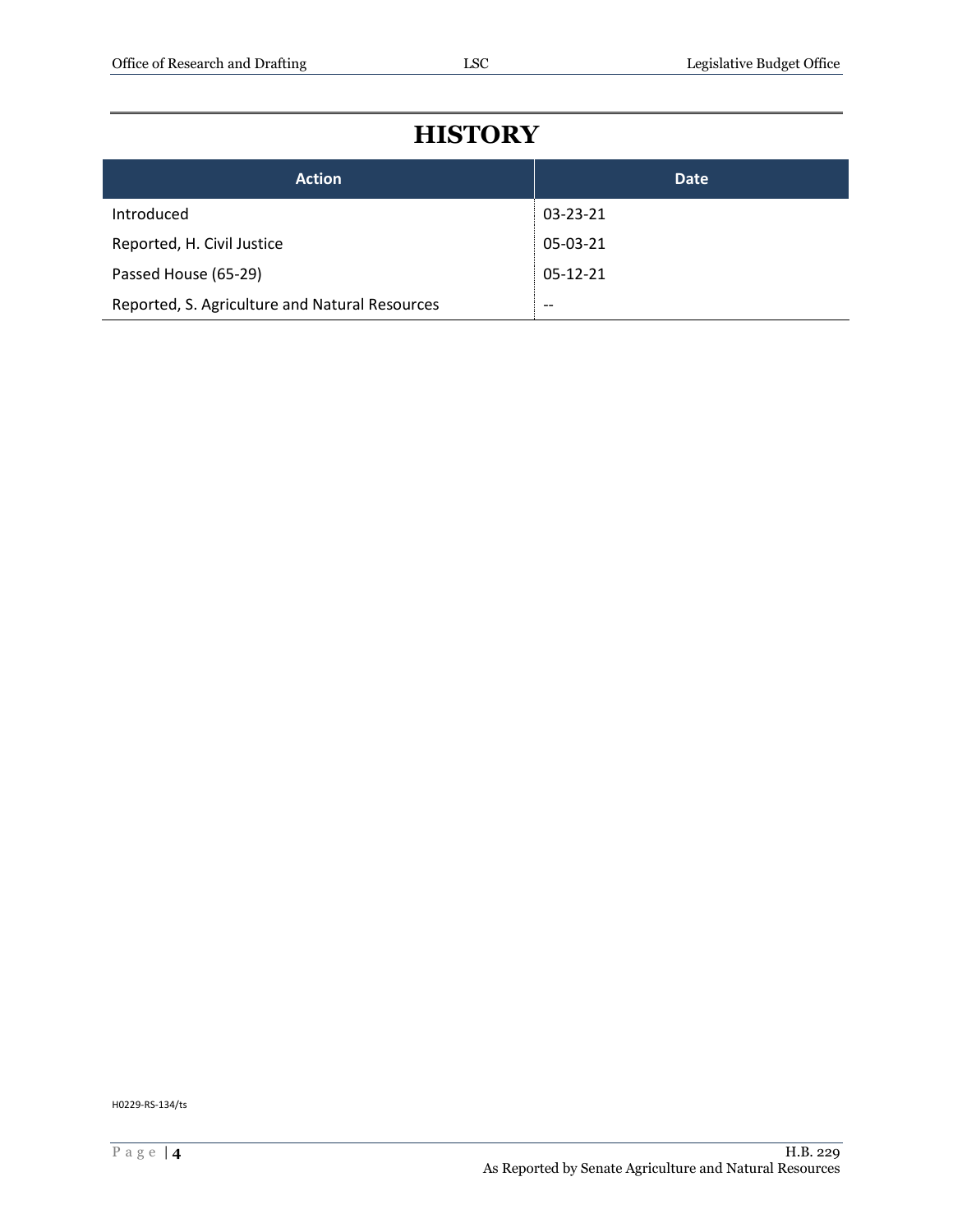# HISTORY

| Action | Date |
| --- | --- |
| Introduced | 03-23-21 |
| Reported, H. Civil Justice | 05-03-21 |
| Passed House (65-29) | 05-12-21 |
| Reported, S. Agriculture and Natural Resources | -- |

H0229-RS-134/ts